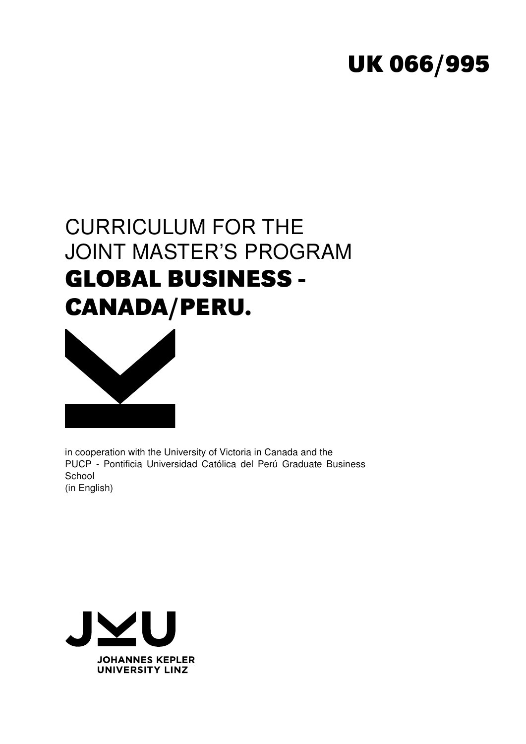**UK 066/995**

# CURRICULUM FOR THE JOINT MASTER'S PROGRAM **GLOBAL BUSINESS - CANADA/PERU.**

in cooperation with the University of Victoria in Canada and the PUCP - Pontificia Universidad Católica del Perú Graduate Business School
(in English)

JOHANNES KEPLER UNIVERSITY LINZ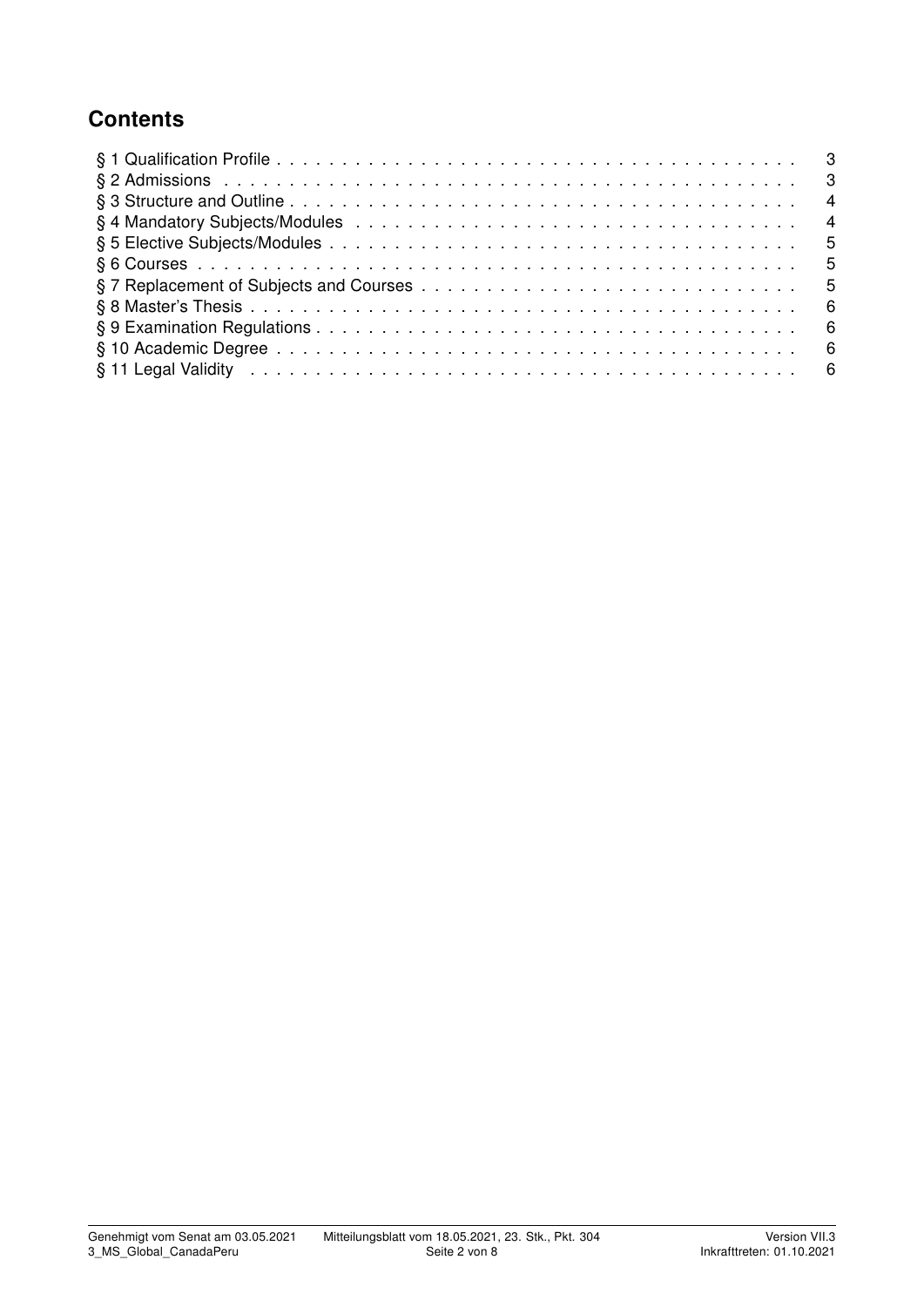## Contents

- § 1 Qualification Profile . . . . . . . . . . 3
- § 2 Admissions . . . . . . . . . . 3
- § 3 Structure and Outline . . . . . . . . . . 4
- § 4 Mandatory Subjects/Modules . . . . . . . . . . 4
- § 5 Elective Subjects/Modules . . . . . . . . . . 5
- § 6 Courses . . . . . . . . . . 5
- § 7 Replacement of Subjects and Courses . . . . . . . . . . 5
- § 8 Master's Thesis . . . . . . . . . . 6
- § 9 Examination Regulations . . . . . . . . . . 6
- § 10 Academic Degree . . . . . . . . . . 6
- § 11 Legal Validity . . . . . . . . . . 6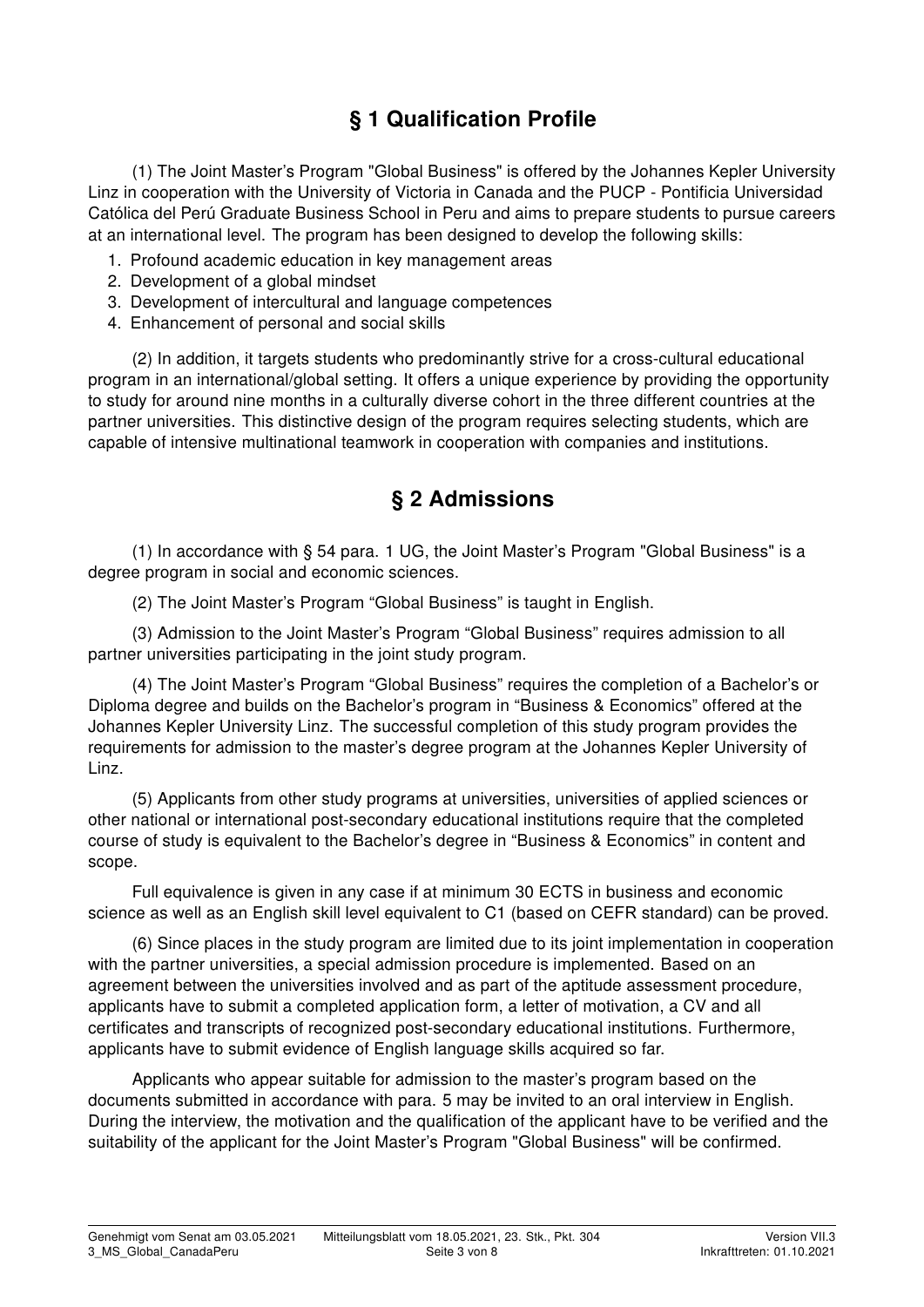## § 1 Qualification Profile

(1) The Joint Master's Program "Global Business" is offered by the Johannes Kepler University Linz in cooperation with the University of Victoria in Canada and the PUCP - Pontificia Universidad Católica del Perú Graduate Business School in Peru and aims to prepare students to pursue careers at an international level. The program has been designed to develop the following skills:

1. Profound academic education in key management areas
2. Development of a global mindset
3. Development of intercultural and language competences
4. Enhancement of personal and social skills

(2) In addition, it targets students who predominantly strive for a cross-cultural educational program in an international/global setting. It offers a unique experience by providing the opportunity to study for around nine months in a culturally diverse cohort in the three different countries at the partner universities. This distinctive design of the program requires selecting students, which are capable of intensive multinational teamwork in cooperation with companies and institutions.

## § 2 Admissions

(1) In accordance with § 54 para. 1 UG, the Joint Master's Program "Global Business" is a degree program in social and economic sciences.

(2) The Joint Master's Program "Global Business" is taught in English.

(3) Admission to the Joint Master's Program "Global Business" requires admission to all partner universities participating in the joint study program.

(4) The Joint Master's Program "Global Business" requires the completion of a Bachelor's or Diploma degree and builds on the Bachelor's program in "Business & Economics" offered at the Johannes Kepler University Linz. The successful completion of this study program provides the requirements for admission to the master's degree program at the Johannes Kepler University of Linz.

(5) Applicants from other study programs at universities, universities of applied sciences or other national or international post-secondary educational institutions require that the completed course of study is equivalent to the Bachelor's degree in "Business & Economics" in content and scope.

Full equivalence is given in any case if at minimum 30 ECTS in business and economic science as well as an English skill level equivalent to C1 (based on CEFR standard) can be proved.

(6) Since places in the study program are limited due to its joint implementation in cooperation with the partner universities, a special admission procedure is implemented. Based on an agreement between the universities involved and as part of the aptitude assessment procedure, applicants have to submit a completed application form, a letter of motivation, a CV and all certificates and transcripts of recognized post-secondary educational institutions. Furthermore, applicants have to submit evidence of English language skills acquired so far.

Applicants who appear suitable for admission to the master's program based on the documents submitted in accordance with para. 5 may be invited to an oral interview in English. During the interview, the motivation and the qualification of the applicant have to be verified and the suitability of the applicant for the Joint Master's Program "Global Business" will be confirmed.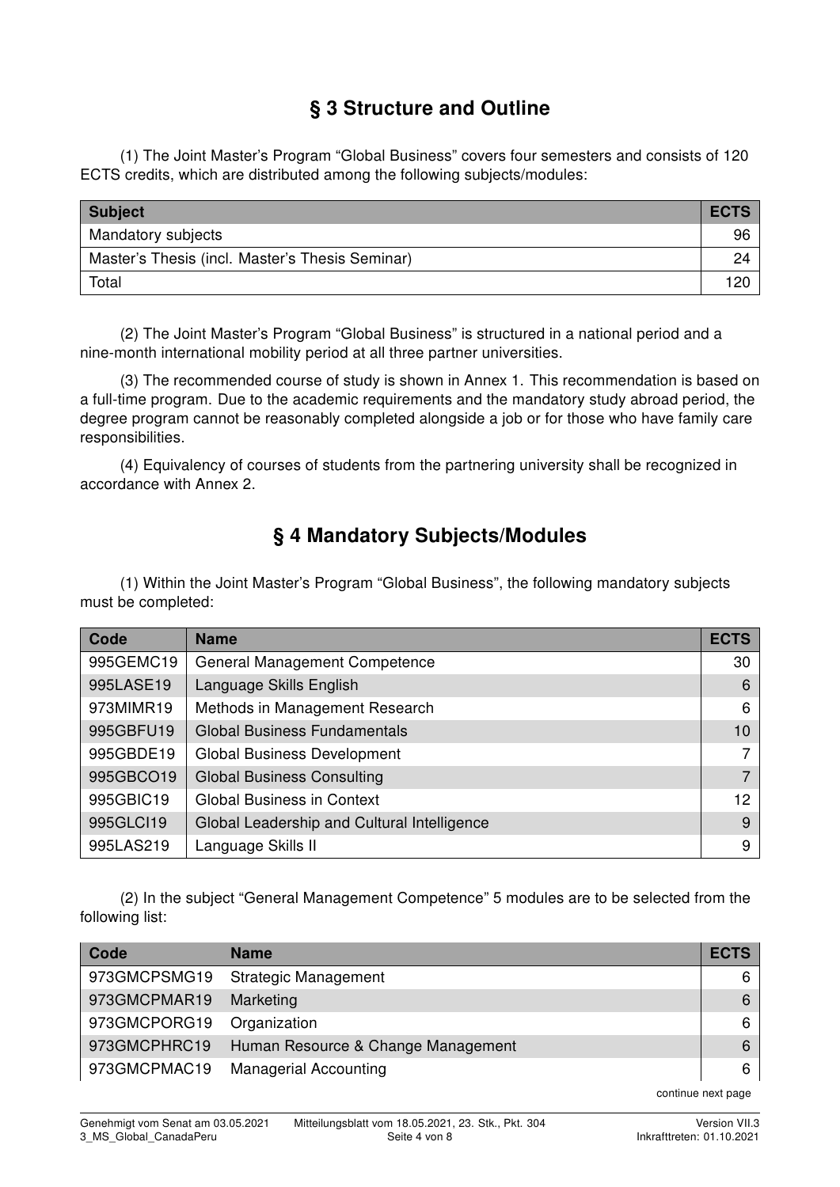## § 3 Structure and Outline

(1) The Joint Master's Program "Global Business" covers four semesters and consists of 120 ECTS credits, which are distributed among the following subjects/modules:

| Subject | ECTS |
|---|---|
| Mandatory subjects | 96 |
| Master's Thesis (incl. Master's Thesis Seminar) | 24 |
| Total | 120 |

(2) The Joint Master's Program "Global Business" is structured in a national period and a nine-month international mobility period at all three partner universities.

(3) The recommended course of study is shown in Annex 1. This recommendation is based on a full-time program. Due to the academic requirements and the mandatory study abroad period, the degree program cannot be reasonably completed alongside a job or for those who have family care responsibilities.

(4) Equivalency of courses of students from the partnering university shall be recognized in accordance with Annex 2.

## § 4 Mandatory Subjects/Modules

(1) Within the Joint Master's Program "Global Business", the following mandatory subjects must be completed:

| Code | Name | ECTS |
|---|---|---|
| 995GEMC19 | General Management Competence | 30 |
| 995LASE19 | Language Skills English | 6 |
| 973MIMR19 | Methods in Management Research | 6 |
| 995GBFU19 | Global Business Fundamentals | 10 |
| 995GBDE19 | Global Business Development | 7 |
| 995GBCO19 | Global Business Consulting | 7 |
| 995GBIC19 | Global Business in Context | 12 |
| 995GLCI19 | Global Leadership and Cultural Intelligence | 9 |
| 995LAS219 | Language Skills II | 9 |

(2) In the subject "General Management Competence" 5 modules are to be selected from the following list:

| Code | Name | ECTS |
|---|---|---|
| 973GMCPSMG19 | Strategic Management | 6 |
| 973GMCPMAR19 | Marketing | 6 |
| 973GMCPORG19 | Organization | 6 |
| 973GMCPHRC19 | Human Resource & Change Management | 6 |
| 973GMCPMAC19 | Managerial Accounting | 6 |

continue next page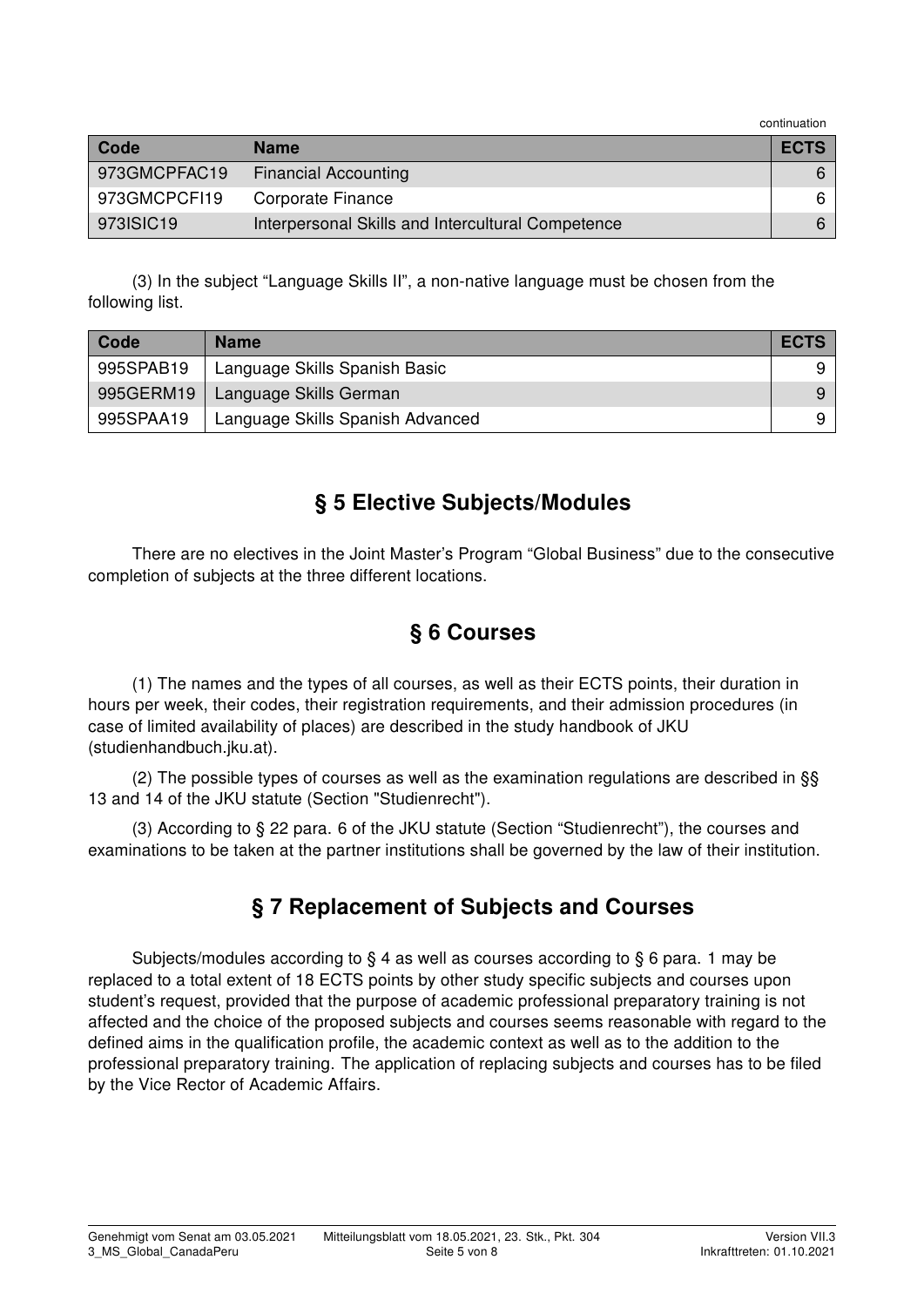continuation

| Code | Name | ECTS |
|---|---|---|
| 973GMCPFAC19 | Financial Accounting | 6 |
| 973GMCPCFI19 | Corporate Finance | 6 |
| 973ISIC19 | Interpersonal Skills and Intercultural Competence | 6 |

(3) In the subject "Language Skills II", a non-native language must be chosen from the following list.

| Code | Name | ECTS |
|---|---|---|
| 995SPAB19 | Language Skills Spanish Basic | 9 |
| 995GERM19 | Language Skills German | 9 |
| 995SPAA19 | Language Skills Spanish Advanced | 9 |

## § 5 Elective Subjects/Modules

There are no electives in the Joint Master's Program "Global Business" due to the consecutive completion of subjects at the three different locations.

## § 6 Courses

(1) The names and the types of all courses, as well as their ECTS points, their duration in hours per week, their codes, their registration requirements, and their admission procedures (in case of limited availability of places) are described in the study handbook of JKU (studienhandbuch.jku.at).

(2) The possible types of courses as well as the examination regulations are described in §§ 13 and 14 of the JKU statute (Section "Studienrecht").

(3) According to § 22 para. 6 of the JKU statute (Section "Studienrecht"), the courses and examinations to be taken at the partner institutions shall be governed by the law of their institution.

## § 7 Replacement of Subjects and Courses

Subjects/modules according to § 4 as well as courses according to § 6 para. 1 may be replaced to a total extent of 18 ECTS points by other study specific subjects and courses upon student's request, provided that the purpose of academic professional preparatory training is not affected and the choice of the proposed subjects and courses seems reasonable with regard to the defined aims in the qualification profile, the academic context as well as to the addition to the professional preparatory training. The application of replacing subjects and courses has to be filed by the Vice Rector of Academic Affairs.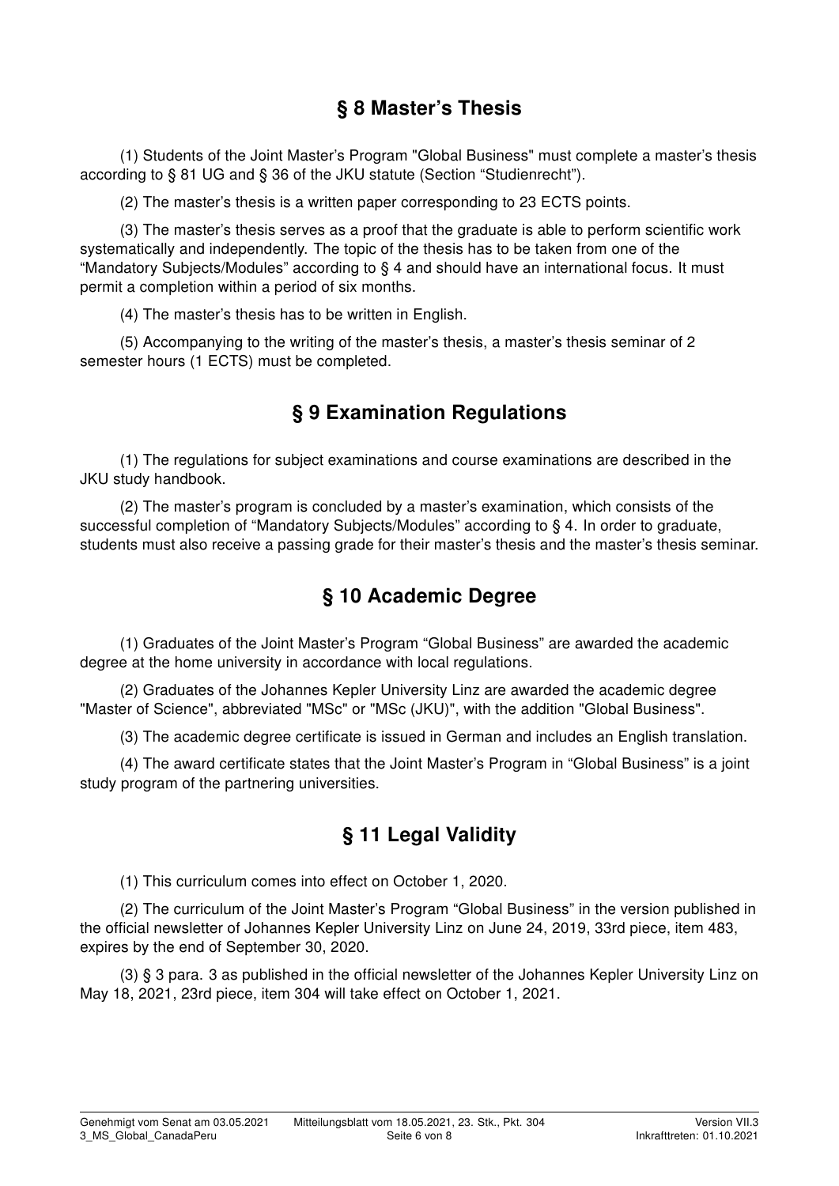## § 8 Master's Thesis

(1) Students of the Joint Master's Program "Global Business" must complete a master's thesis according to § 81 UG and § 36 of the JKU statute (Section "Studienrecht").

(2) The master's thesis is a written paper corresponding to 23 ECTS points.

(3) The master's thesis serves as a proof that the graduate is able to perform scientific work systematically and independently. The topic of the thesis has to be taken from one of the "Mandatory Subjects/Modules" according to § 4 and should have an international focus. It must permit a completion within a period of six months.

(4) The master's thesis has to be written in English.

(5) Accompanying to the writing of the master's thesis, a master's thesis seminar of 2 semester hours (1 ECTS) must be completed.

## § 9 Examination Regulations

(1) The regulations for subject examinations and course examinations are described in the JKU study handbook.

(2) The master's program is concluded by a master's examination, which consists of the successful completion of "Mandatory Subjects/Modules" according to § 4. In order to graduate, students must also receive a passing grade for their master's thesis and the master's thesis seminar.

## § 10 Academic Degree

(1) Graduates of the Joint Master's Program "Global Business" are awarded the academic degree at the home university in accordance with local regulations.

(2) Graduates of the Johannes Kepler University Linz are awarded the academic degree "Master of Science", abbreviated "MSc" or "MSc (JKU)", with the addition "Global Business".

(3) The academic degree certificate is issued in German and includes an English translation.

(4) The award certificate states that the Joint Master's Program in "Global Business" is a joint study program of the partnering universities.

## § 11 Legal Validity

(1) This curriculum comes into effect on October 1, 2020.

(2) The curriculum of the Joint Master's Program "Global Business" in the version published in the official newsletter of Johannes Kepler University Linz on June 24, 2019, 33rd piece, item 483, expires by the end of September 30, 2020.

(3) § 3 para. 3 as published in the official newsletter of the Johannes Kepler University Linz on May 18, 2021, 23rd piece, item 304 will take effect on October 1, 2021.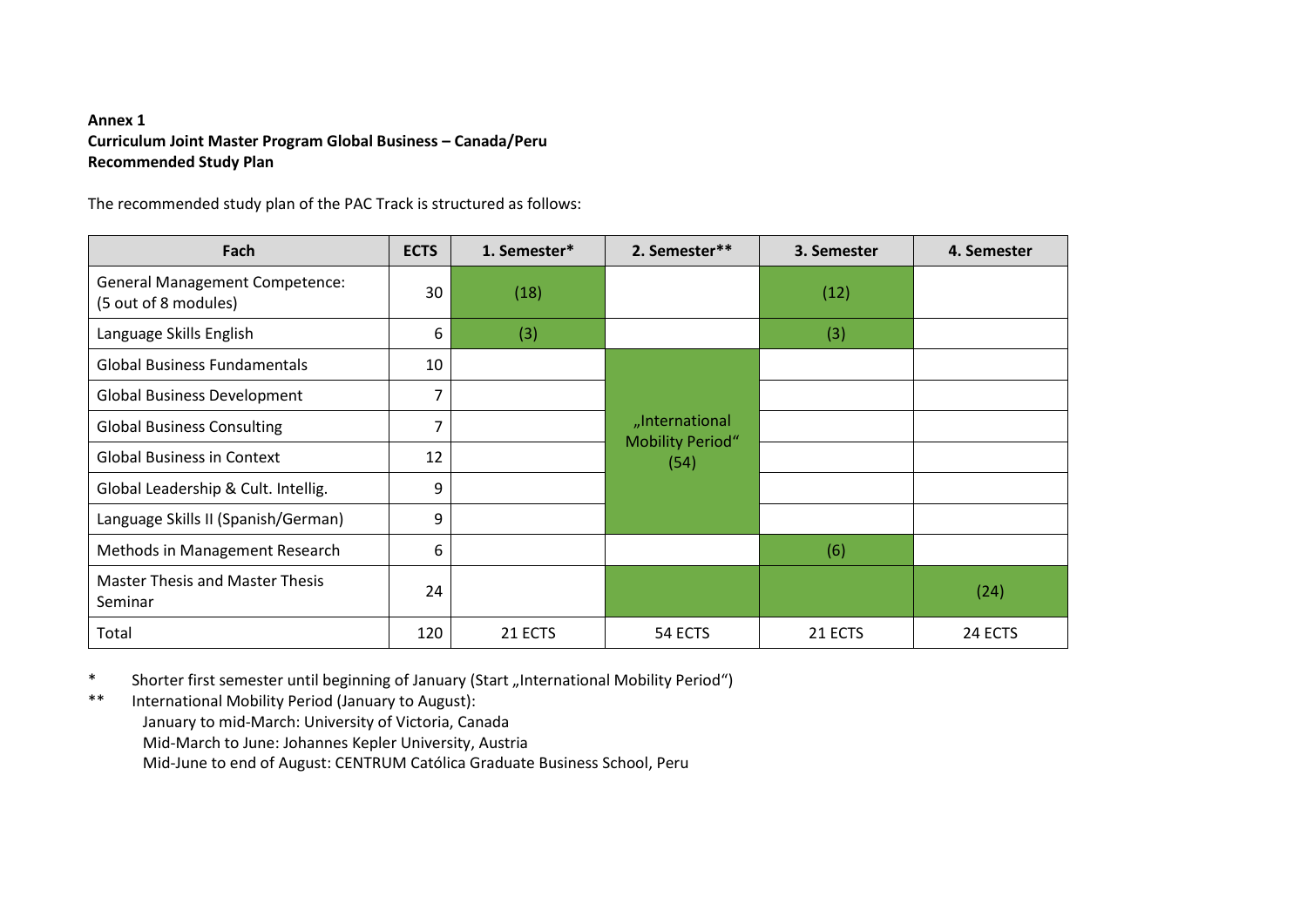**Annex 1**
**Curriculum Joint Master Program Global Business – Canada/Peru**
**Recommended Study Plan**

The recommended study plan of the PAC Track is structured as follows:

| Fach | ECTS | 1. Semester* | 2. Semester** | 3. Semester | 4. Semester |
|---|---|---|---|---|---|
| General Management Competence: (5 out of 8 modules) | 30 | (18) | | (12) | |
| Language Skills English | 6 | (3) | | (3) | |
| Global Business Fundamentals | 10 | | „International Mobility Period“ (54) | | |
| Global Business Development | 7 | | | | |
| Global Business Consulting | 7 | | | | |
| Global Business in Context | 12 | | | | |
| Global Leadership & Cult. Intellig. | 9 | | | | |
| Language Skills II (Spanish/German) | 9 | | | | |
| Methods in Management Research | 6 | | | (6) | |
| Master Thesis and Master Thesis Seminar | 24 | | | | (24) |
| Total | 120 | 21 ECTS | 54 ECTS | 21 ECTS | 24 ECTS |

\* Shorter first semester until beginning of January (Start „International Mobility Period“)

\*\* International Mobility Period (January to August):
January to mid-March: University of Victoria, Canada
Mid-March to June: Johannes Kepler University, Austria
Mid-June to end of August: CENTRUM Católica Graduate Business School, Peru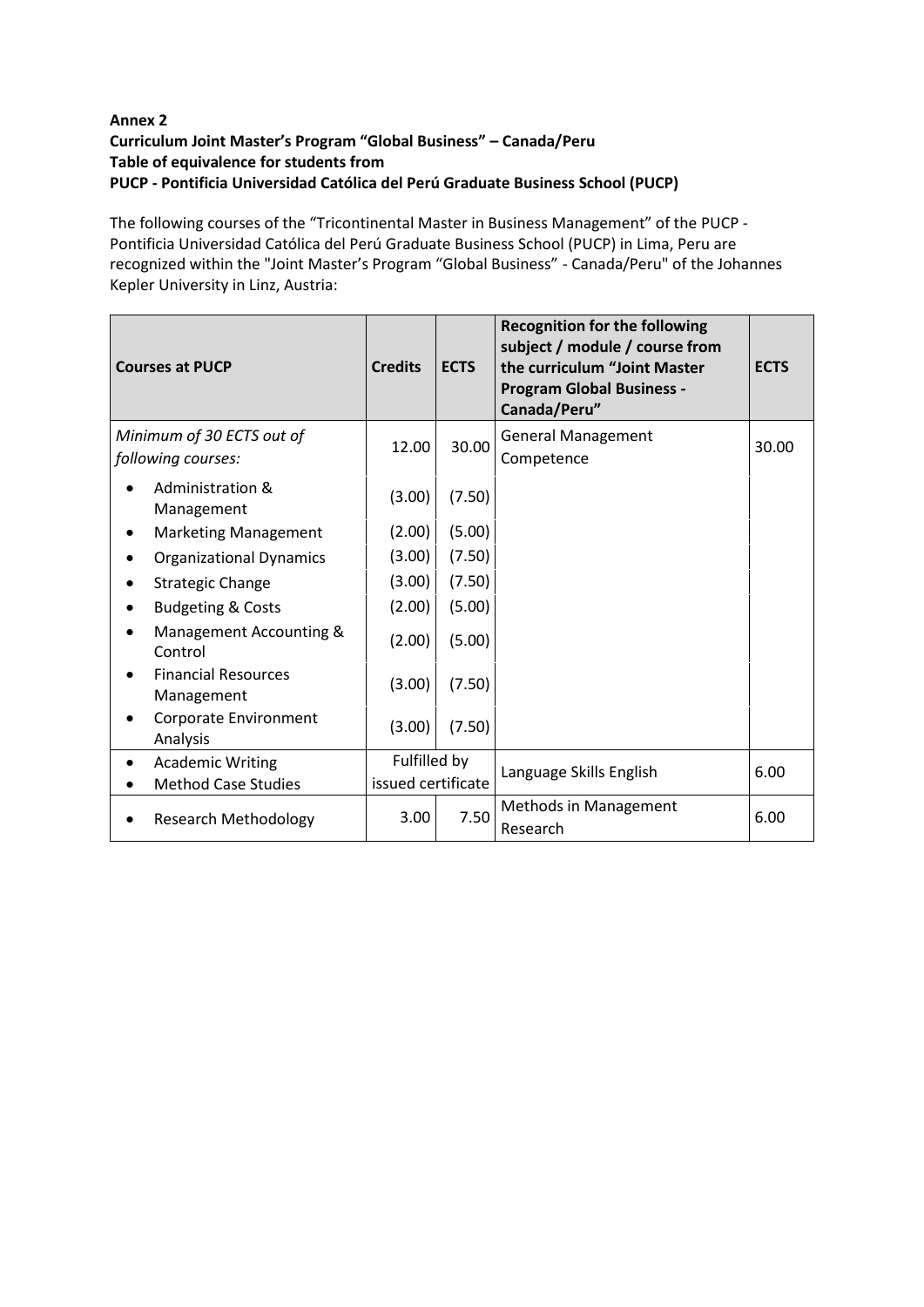**Annex 2**
**Curriculum Joint Master's Program "Global Business" – Canada/Peru**
**Table of equivalence for students from**
**PUCP - Pontificia Universidad Católica del Perú Graduate Business School (PUCP)**

The following courses of the "Tricontinental Master in Business Management" of the PUCP - Pontificia Universidad Católica del Perú Graduate Business School (PUCP) in Lima, Peru are recognized within the "Joint Master's Program "Global Business" - Canada/Peru" of the Johannes Kepler University in Linz, Austria:

| **Courses at PUCP** | **Credits** | **ECTS** | **Recognition for the following subject / module / course from the curriculum "Joint Master Program Global Business - Canada/Peru"** | **ECTS** |
|---|---|---|---|---|
| *Minimum of 30 ECTS out of following courses:* | 12.00 | 30.00 | General Management Competence | 30.00 |
| • Administration & Management | (3.00) | (7.50) | | |
| • Marketing Management | (2.00) | (5.00) | | |
| • Organizational Dynamics | (3.00) | (7.50) | | |
| • Strategic Change | (3.00) | (7.50) | | |
| • Budgeting & Costs | (2.00) | (5.00) | | |
| • Management Accounting & Control | (2.00) | (5.00) | | |
| • Financial Resources Management | (3.00) | (7.50) | | |
| • Corporate Environment Analysis | (3.00) | (7.50) | | |
| • Academic Writing<br>• Method Case Studies | Fulfilled by issued certificate | | Language Skills English | 6.00 |
| • Research Methodology | 3.00 | 7.50 | Methods in Management Research | 6.00 |